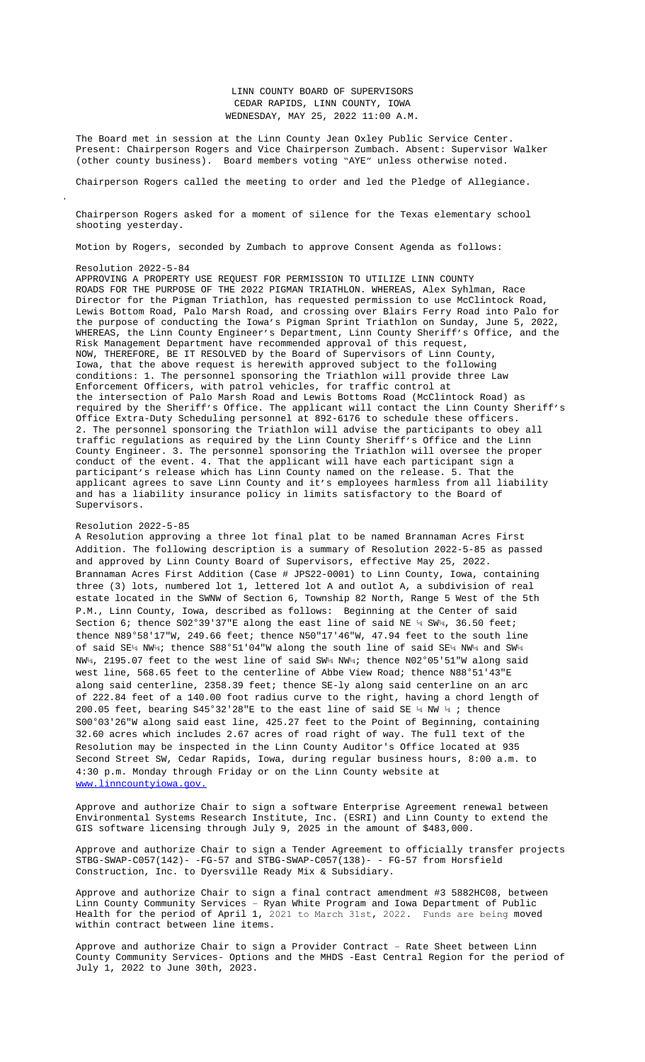LINN COUNTY BOARD OF SUPERVISORS
CEDAR RAPIDS, LINN COUNTY, IOWA
WEDNESDAY, MAY 25, 2022 11:00 A.M.

The Board met in session at the Linn County Jean Oxley Public Service Center. Present: Chairperson Rogers and Vice Chairperson Zumbach. Absent: Supervisor Walker (other county business). Board members voting "AYE" unless otherwise noted.

Chairperson Rogers called the meeting to order and led the Pledge of Allegiance.

Chairperson Rogers asked for a moment of silence for the Texas elementary school shooting yesterday.

Motion by Rogers, seconded by Zumbach to approve Consent Agenda as follows:

Resolution 2022-5-84
APPROVING A PROPERTY USE REQUEST FOR PERMISSION TO UTILIZE LINN COUNTY ROADS FOR THE PURPOSE OF THE 2022 PIGMAN TRIATHLON. WHEREAS, Alex Syhlman, Race Director for the Pigman Triathlon, has requested permission to use McClintock Road, Lewis Bottom Road, Palo Marsh Road, and crossing over Blairs Ferry Road into Palo for the purpose of conducting the Iowa's Pigman Sprint Triathlon on Sunday, June 5, 2022, WHEREAS, the Linn County Engineer's Department, Linn County Sheriff's Office, and the Risk Management Department have recommended approval of this request, NOW, THEREFORE, BE IT RESOLVED by the Board of Supervisors of Linn County, Iowa, that the above request is herewith approved subject to the following conditions: 1. The personnel sponsoring the Triathlon will provide three Law Enforcement Officers, with patrol vehicles, for traffic control at the intersection of Palo Marsh Road and Lewis Bottoms Road (McClintock Road) as required by the Sheriff's Office. The applicant will contact the Linn County Sheriff's Office Extra-Duty Scheduling personnel at 892-6176 to schedule these officers. 2. The personnel sponsoring the Triathlon will advise the participants to obey all traffic regulations as required by the Linn County Sheriff's Office and the Linn County Engineer. 3. The personnel sponsoring the Triathlon will oversee the proper conduct of the event. 4. That the applicant will have each participant sign a participant's release which has Linn County named on the release. 5. That the applicant agrees to save Linn County and it's employees harmless from all liability and has a liability insurance policy in limits satisfactory to the Board of Supervisors.

Resolution 2022-5-85
A Resolution approving a three lot final plat to be named Brannaman Acres First Addition. The following description is a summary of Resolution 2022-5-85 as passed and approved by Linn County Board of Supervisors, effective May 25, 2022. Brannaman Acres First Addition (Case # JPS22-0001) to Linn County, Iowa, containing three (3) lots, numbered lot 1, lettered lot A and outlot A, a subdivision of real estate located in the SWNW of Section 6, Township 82 North, Range 5 West of the 5th P.M., Linn County, Iowa, described as follows: Beginning at the Center of said Section 6; thence S02°39'37"E along the east line of said NE ¼ SW¼, 36.50 feet; thence N89°58'17"W, 249.66 feet; thence N50°17'46"W, 47.94 feet to the south line of said SE¼ NW¼; thence S88°51'04"W along the south line of said SE¼ NW¼ and SW¼ NW¼, 2195.07 feet to the west line of said SW¼ NW¼; thence N02°05'51"W along said west line, 568.65 feet to the centerline of Abbe View Road; thence N88°51'43"E along said centerline, 2358.39 feet; thence SE-ly along said centerline on an arc of 222.84 feet of a 140.00 foot radius curve to the right, having a chord length of 200.05 feet, bearing S45°32'28"E to the east line of said SE ¼ NW ¼ ; thence S00°03'26"W along said east line, 425.27 feet to the Point of Beginning, containing 32.60 acres which includes 2.67 acres of road right of way. The full text of the Resolution may be inspected in the Linn County Auditor's Office located at 935 Second Street SW, Cedar Rapids, Iowa, during regular business hours, 8:00 a.m. to 4:30 p.m. Monday through Friday or on the Linn County website at www.linncountyiowa.gov.

Approve and authorize Chair to sign a software Enterprise Agreement renewal between Environmental Systems Research Institute, Inc. (ESRI) and Linn County to extend the GIS software licensing through July 9, 2025 in the amount of $483,000.

Approve and authorize Chair to sign a Tender Agreement to officially transfer projects STBG-SWAP-C057(142)- -FG-57 and STBG-SWAP-C057(138)- - FG-57 from Horsfield Construction, Inc. to Dyersville Ready Mix & Subsidiary.

Approve and authorize Chair to sign a final contract amendment #3 5882HC08, between Linn County Community Services – Ryan White Program and Iowa Department of Public Health for the period of April 1, 2021 to March 31st, 2022. Funds are being moved within contract between line items.

Approve and authorize Chair to sign a Provider Contract – Rate Sheet between Linn County Community Services- Options and the MHDS -East Central Region for the period of July 1, 2022 to June 30th, 2023.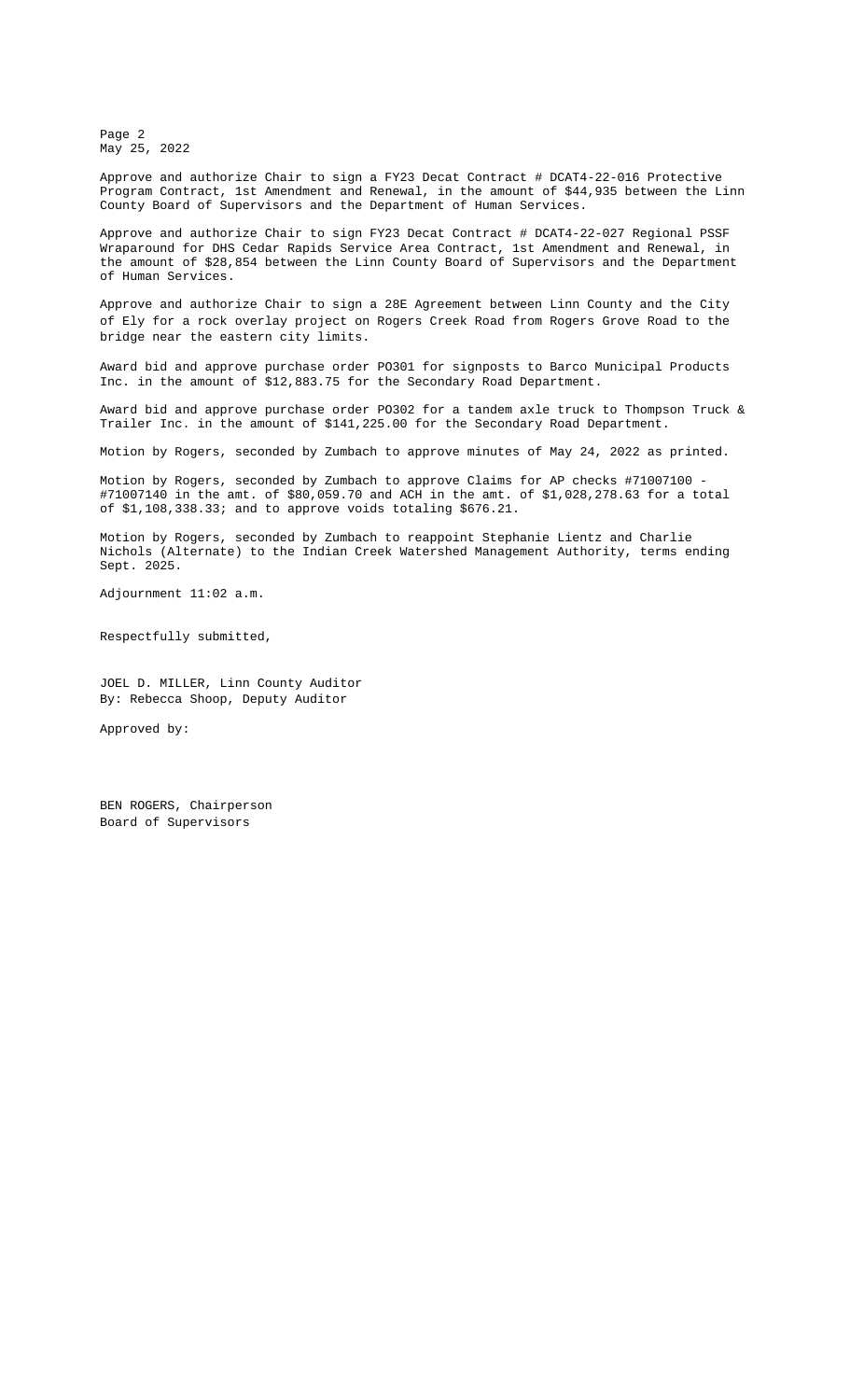Approve and authorize Chair to sign a FY23 Decat Contract # DCAT4-22-016 Protective Program Contract, 1st Amendment and Renewal, in the amount of $44,935 between the Linn County Board of Supervisors and the Department of Human Services.

Approve and authorize Chair to sign FY23 Decat Contract # DCAT4-22-027 Regional PSSF Wraparound for DHS Cedar Rapids Service Area Contract, 1st Amendment and Renewal, in the amount of $28,854 between the Linn County Board of Supervisors and the Department of Human Services.

Approve and authorize Chair to sign a 28E Agreement between Linn County and the City of Ely for a rock overlay project on Rogers Creek Road from Rogers Grove Road to the bridge near the eastern city limits.

Award bid and approve purchase order PO301 for signposts to Barco Municipal Products Inc. in the amount of $12,883.75 for the Secondary Road Department.

Award bid and approve purchase order PO302 for a tandem axle truck to Thompson Truck & Trailer Inc. in the amount of $141,225.00 for the Secondary Road Department.

Motion by Rogers, seconded by Zumbach to approve minutes of May 24, 2022 as printed.

Motion by Rogers, seconded by Zumbach to approve Claims for AP checks #71007100 - #71007140 in the amt. of $80,059.70 and ACH in the amt. of $1,028,278.63 for a total of $1,108,338.33; and to approve voids totaling $676.21.

Motion by Rogers, seconded by Zumbach to reappoint Stephanie Lientz and Charlie Nichols (Alternate) to the Indian Creek Watershed Management Authority, terms ending Sept. 2025.

Adjournment 11:02 a.m.

Respectfully submitted,

JOEL D. MILLER, Linn County Auditor
By: Rebecca Shoop, Deputy Auditor

Approved by:

BEN ROGERS, Chairperson
Board of Supervisors